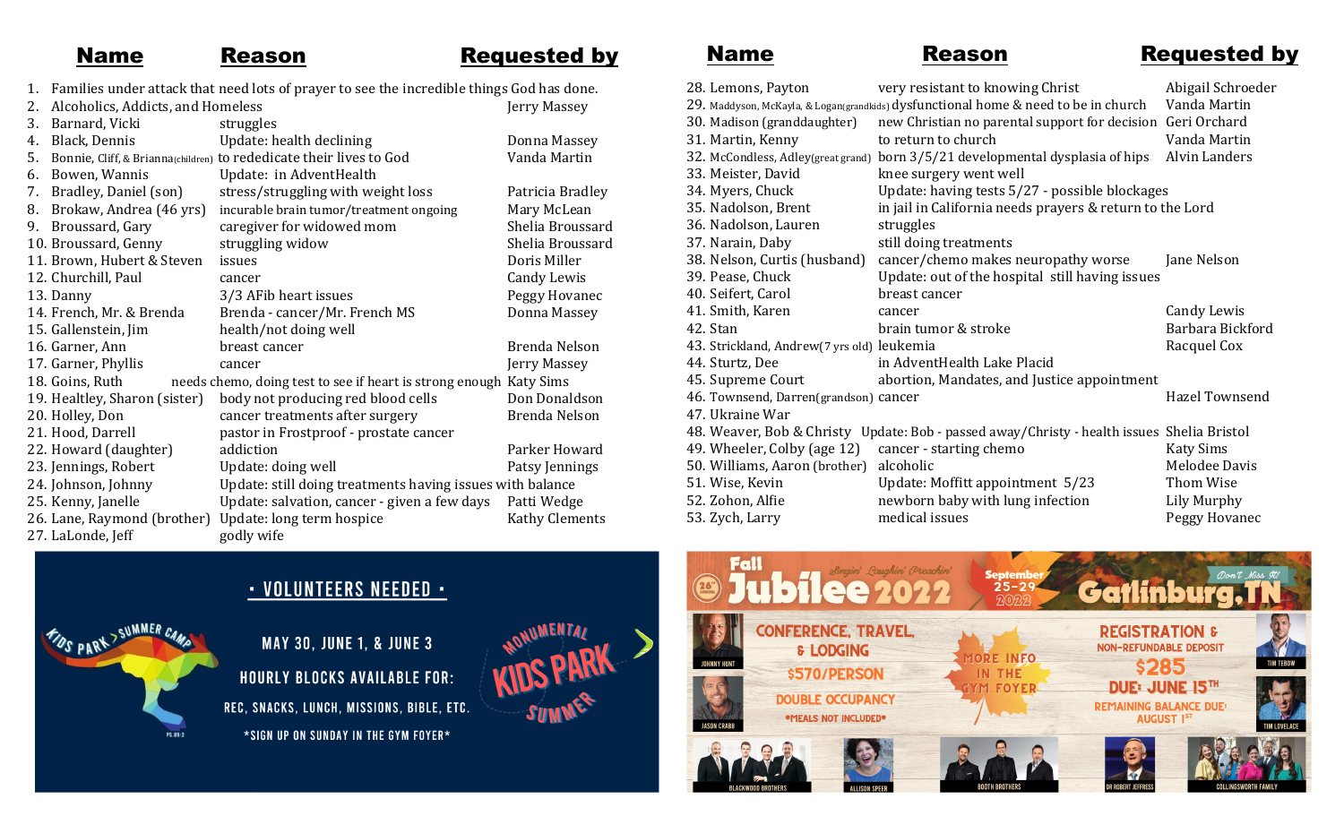| # | Name | Reason | Requested by |
|---|---|---|---|
| 1. | Families under attack that need lots of prayer to see the incredible things God has done. | | |
| 2. | Alcoholics, Addicts, and Homeless | | Jerry Massey |
| 3. | Barnard, Vicki | struggles | |
| 4. | Black, Dennis | Update: health declining | Donna Massey |
| 5. | Bonnie, Cliff, & Brianna (children) | to rededicate their lives to God | Vanda Martin |
| 6. | Bowen, Wannis | Update: in AdventHealth | |
| 7. | Bradley, Daniel (son) | stress/struggling with weight loss | Patricia Bradley |
| 8. | Brokaw, Andrea (46 yrs) | incurable brain tumor/treatment ongoing | Mary McLean |
| 9. | Broussard, Gary | caregiver for widowed mom | Shelia Broussard |
| 10. | Broussard, Genny | struggling widow | Shelia Broussard |
| 11. | Brown, Hubert & Steven | issues | Doris Miller |
| 12. | Churchill, Paul | cancer | Candy Lewis |
| 13. | Danny | 3/3 AFib heart issues | Peggy Hovanec |
| 14. | French, Mr. & Brenda | Brenda - cancer/Mr. French MS | Donna Massey |
| 15. | Gallenstein, Jim | health/not doing well | |
| 16. | Garner, Ann | breast cancer | Brenda Nelson |
| 17. | Garner, Phyllis | cancer | Jerry Massey |
| 18. | Goins, Ruth | needs chemo, doing test to see if heart is strong enough | Katy Sims |
| 19. | Healtley, Sharon (sister) | body not producing red blood cells | Don Donaldson |
| 20. | Holley, Don | cancer treatments after surgery | Brenda Nelson |
| 21. | Hood, Darrell | pastor in Frostproof - prostate cancer | |
| 22. | Howard (daughter) | addiction | Parker Howard |
| 23. | Jennings, Robert | Update: doing well | Patsy Jennings |
| 24. | Johnson, Johnny | Update: still doing treatments having issues with balance | |
| 25. | Kenny, Janelle | Update: salvation, cancer - given a few days | Patti Wedge |
| 26. | Lane, Raymond (brother) | Update: long term hospice | Kathy Clements |
| 27. | LaLonde, Jeff | godly wife | |
| 28. | Lemons, Payton | very resistant to knowing Christ | Abigail Schroeder |
| 29. | Maddyson, McKayla, & Logan (grandkids) | dysfunctional home & need to be in church | Vanda Martin |
| 30. | Madison (granddaughter) | new Christian no parental support for decision | Geri Orchard |
| 31. | Martin, Kenny | to return to church | Vanda Martin |
| 32. | McCondless, Adley (great grand) | born 3/5/21 developmental dysplasia of hips | Alvin Landers |
| 33. | Meister, David | knee surgery went well | |
| 34. | Myers, Chuck | Update: having tests 5/27 - possible blockages | |
| 35. | Nadolson, Brent | in jail in California needs prayers & return to the Lord | |
| 36. | Nadolson, Lauren | struggles | |
| 37. | Narain, Daby | still doing treatments | |
| 38. | Nelson, Curtis (husband) | cancer/chemo makes neuropathy worse | Jane Nelson |
| 39. | Pease, Chuck | Update: out of the hospital still having issues | |
| 40. | Seifert, Carol | breast cancer | |
| 41. | Smith, Karen | cancer | Candy Lewis |
| 42. | Stan | brain tumor & stroke | Barbara Bickford |
| 43. | Strickland, Andrew (7 yrs old) | leukemia | Racquel Cox |
| 44. | Sturtz, Dee | in AdventHealth Lake Placid | |
| 45. | Supreme Court | abortion, Mandates, and Justice appointment | |
| 46. | Townsend, Darren (grandson) | cancer | Hazel Townsend |
| 47. | Ukraine War | | |
| 48. | Weaver, Bob & Christy | Update: Bob - passed away/Christy - health issues | Shelia Bristol |
| 49. | Wheeler, Colby (age 12) | cancer - starting chemo | Katy Sims |
| 50. | Williams, Aaron (brother) | alcoholic | Melodee Davis |
| 51. | Wise, Kevin | Update: Moffitt appointment 5/23 | Thom Wise |
| 52. | Zohon, Alfie | newborn baby with lung infection | Lily Murphy |
| 53. | Zych, Larry | medical issues | Peggy Hovanec |

## • VOLUNTEERS NEEDED •

Kids Park Summer Camp

MAY 30, JUNE 1, & JUNE 3

HOURLY BLOCKS AVAILABLE FOR:

REC, SNACKS, LUNCH, MISSIONS, BIBLE, ETC.

*SIGN UP ON SUNDAY IN THE GYM FOYER*

Monumental Kids Park Summer

## Fall Jubilee 2022

26th Annual — Singin' Laughin' Preachin! — September 25-29 2022 — Don't Miss It! Gatlinburg, TN

**CONFERENCE, TRAVEL, & LODGING**

$570/PERSON

DOUBLE OCCUPANCY

*MEALS NOT INCLUDED*

MORE INFO IN THE GYM FOYER

**REGISTRATION & NON-REFUNDABLE DEPOSIT**

$285

DUE: JUNE 15TH

REMAINING BALANCE DUE: AUGUST 1ST

Johnny Hunt, Jason Crabb, Tim Tebow, Tim Lovelace, Blackwood Brothers, Allison Speer, Booth Brothers, Dr Robert Jeffress, Collingsworth Family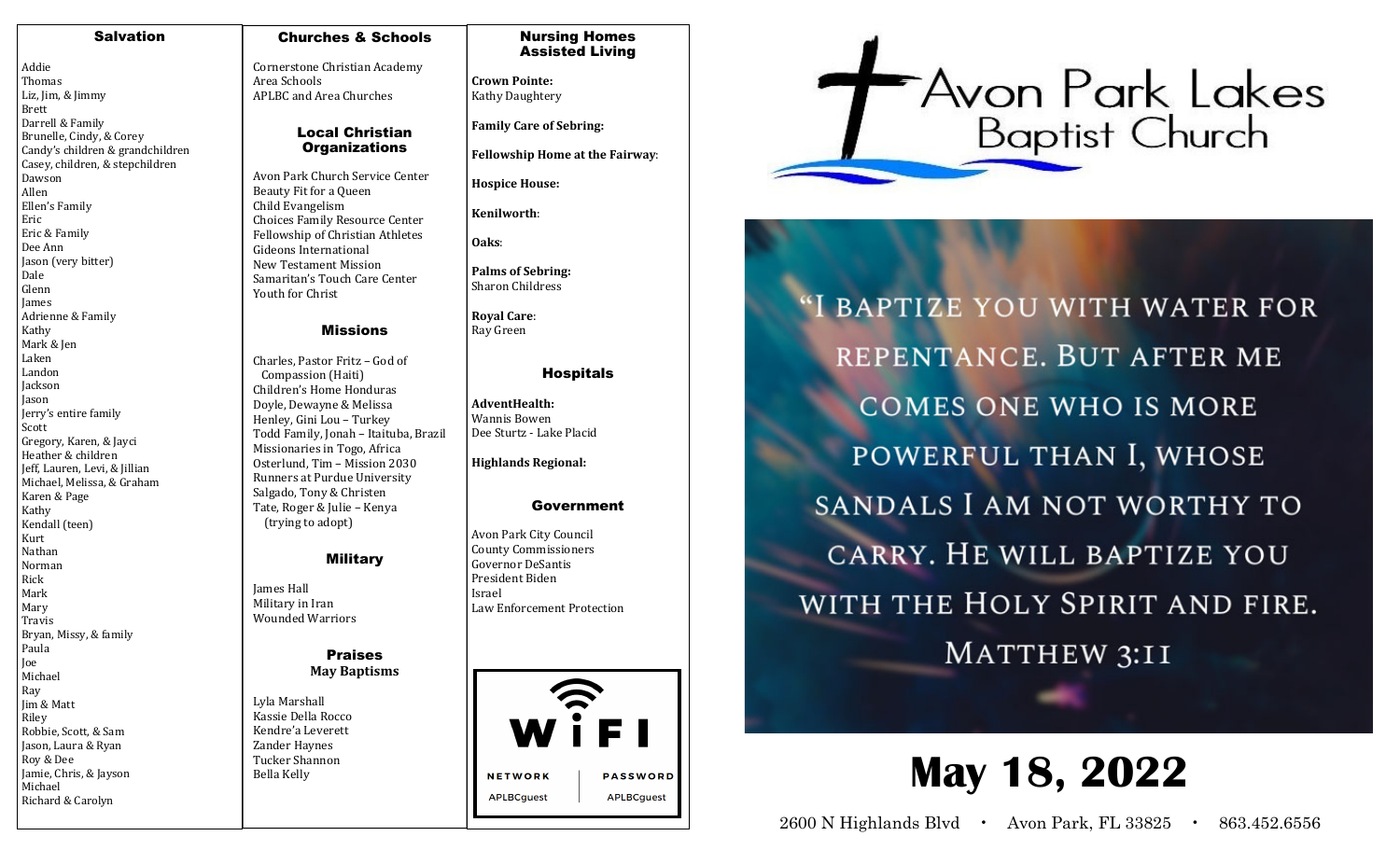## Salvation

Addie
Thomas
Liz, Jim, & Jimmy
Brett
Darrell & Family
Brunelle, Cindy, & Corey
Candy's children & grandchildren
Casey, children, & stepchildren
Dawson
Allen
Ellen's Family
Eric
Eric & Family
Dee Ann
Jason (very bitter)
Dale
Glenn
James
Adrienne & Family
Kathy
Mark & Jen
Laken
Landon
Jackson
Jason
Jerry's entire family
Scott
Gregory, Karen, & Jayci
Heather & children
Jeff, Lauren, Levi, & Jillian
Michael, Melissa, & Graham
Karen & Page
Kathy
Kendall (teen)
Kurt
Nathan
Norman
Rick
Mark
Mary
Travis
Bryan, Missy, & family
Paula
Joe
Michael
Ray
Jim & Matt
Riley
Robbie, Scott, & Sam
Jason, Laura & Ryan
Roy & Dee
Jamie, Chris, & Jayson
Michael
Richard & Carolyn

## Churches & Schools

Cornerstone Christian Academy
Area Schools
APLBC and Area Churches

## Local Christian Organizations

Avon Park Church Service Center
Beauty Fit for a Queen
Child Evangelism
Choices Family Resource Center
Fellowship of Christian Athletes
Gideons International
New Testament Mission
Samaritan's Touch Care Center
Youth for Christ

## Missions

Charles, Pastor Fritz – God of Compassion (Haiti)
Children's Home Honduras
Doyle, Dewayne & Melissa
Henley, Gini Lou – Turkey
Todd Family, Jonah – Itaituba, Brazil
Missionaries in Togo, Africa
Osterlund, Tim – Mission 2030
Runners at Purdue University
Salgado, Tony & Christen
Tate, Roger & Julie – Kenya (trying to adopt)

## Military

James Hall
Military in Iran
Wounded Warriors

## Praises

**May Baptisms**

Lyla Marshall
Kassie Della Rocco
Kendre'a Leverett
Zander Haynes
Tucker Shannon
Bella Kelly

## Nursing Homes Assisted Living

**Crown Pointe:**
Kathy Daughtery

**Family Care of Sebring:**

**Fellowship Home at the Fairway:**

**Hospice House:**

**Kenilworth:**

**Oaks:**

**Palms of Sebring:**
Sharon Childress

**Royal Care:**
Ray Green

## Hospitals

**AdventHealth:**
Wannis Bowen
Dee Sturtz - Lake Placid

**Highlands Regional:**

## Government

Avon Park City Council
County Commissioners
Governor DeSantis
President Biden
Israel
Law Enforcement Protection

**WiFI**

NETWORK: APLBCguest
PASSWORD: APLBCguest

# Avon Park Lakes Baptist Church

"I BAPTIZE YOU WITH WATER FOR REPENTANCE. BUT AFTER ME COMES ONE WHO IS MORE POWERFUL THAN I, WHOSE SANDALS I AM NOT WORTHY TO CARRY. HE WILL BAPTIZE YOU WITH THE HOLY SPIRIT AND FIRE.
MATTHEW 3:11

# May 18, 2022

2600 N Highlands Blvd • Avon Park, FL 33825 • 863.452.6556